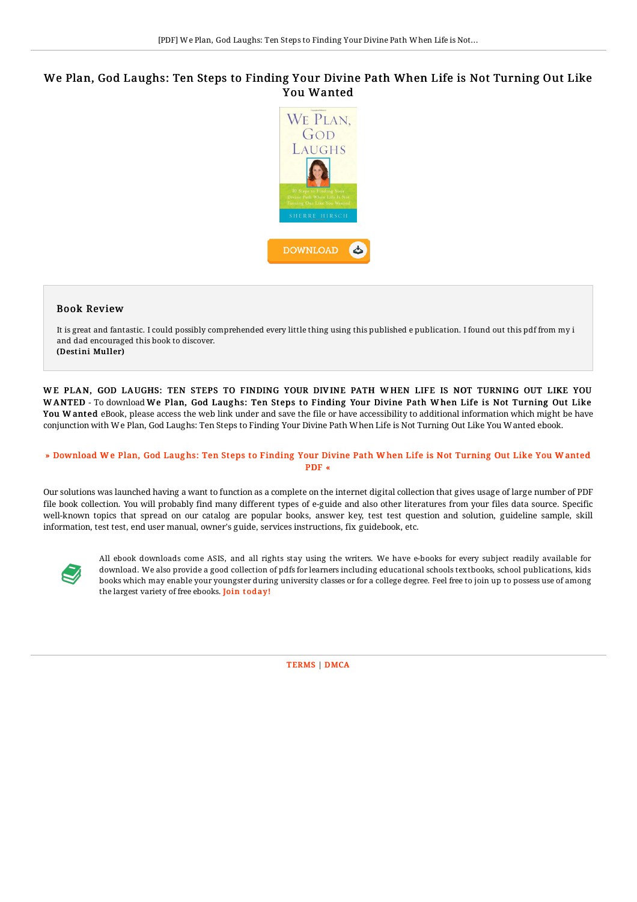# We Plan, God Laughs: Ten Steps to Finding Your Divine Path When Life is Not Turning Out Like You Wanted

DOWNLOAD

## Book Review

It is great and fantastic. I could possibly comprehended every little thing using this published e publication. I found out this pdf from my i and dad encouraged this book to discover.
**(Destini Muller)**

**WE PLAN, GOD LAUGHS: TEN STEPS TO FINDING YOUR DIVINE PATH WHEN LIFE IS NOT TURNING OUT LIKE YOU WANTED** - To download **We Plan, God Laughs: Ten Steps to Finding Your Divine Path When Life is Not Turning Out Like You Wanted** eBook, please access the web link under and save the file or have accessibility to additional information which might be have conjunction with We Plan, God Laughs: Ten Steps to Finding Your Divine Path When Life is Not Turning Out Like You Wanted ebook.

» Download We Plan, God Laughs: Ten Steps to Finding Your Divine Path When Life is Not Turning Out Like You Wanted PDF «

Our solutions was launched having a want to function as a complete on the internet digital collection that gives usage of large number of PDF file book collection. You will probably find many different types of e-guide and also other literatures from your files data source. Specific well-known topics that spread on our catalog are popular books, answer key, test test question and solution, guideline sample, skill information, test test, end user manual, owner's guide, services instructions, fix guidebook, etc.

All ebook downloads come ASIS, and all rights stay using the writers. We have e-books for every subject readily available for download. We also provide a good collection of pdfs for learners including educational schools textbooks, school publications, kids books which may enable your youngster during university classes or for a college degree. Feel free to join up to possess use of among the largest variety of free ebooks. Join today!

TERMS | DMCA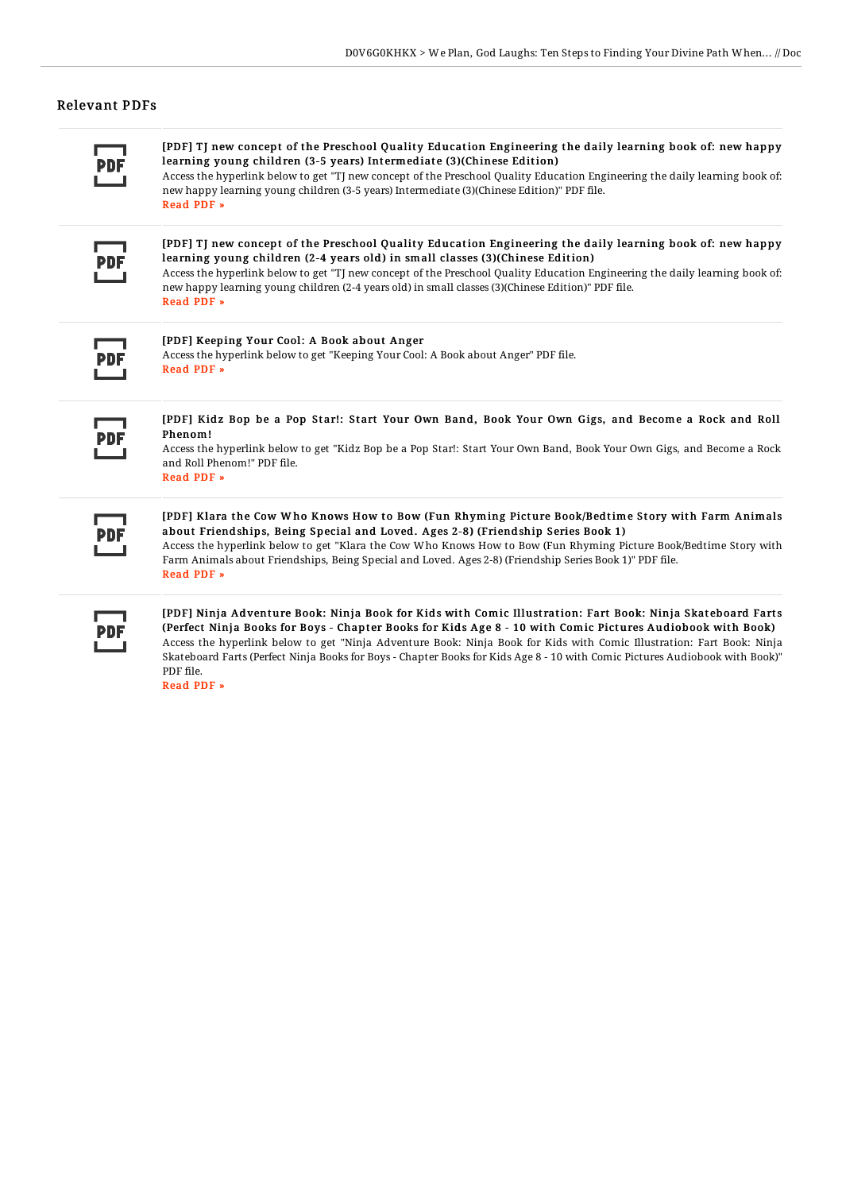## Relevant PDFs

**[PDF] TJ new concept of the Preschool Quality Education Engineering the daily learning book of: new happy learning young children (3-5 years) Intermediate (3)(Chinese Edition)**

Access the hyperlink below to get "TJ new concept of the Preschool Quality Education Engineering the daily learning book of: new happy learning young children (3-5 years) Intermediate (3)(Chinese Edition)" PDF file.

Read PDF »

**[PDF] TJ new concept of the Preschool Quality Education Engineering the daily learning book of: new happy learning young children (2-4 years old) in small classes (3)(Chinese Edition)**

Access the hyperlink below to get "TJ new concept of the Preschool Quality Education Engineering the daily learning book of: new happy learning young children (2-4 years old) in small classes (3)(Chinese Edition)" PDF file.

Read PDF »

**[PDF] Keeping Your Cool: A Book about Anger**

Access the hyperlink below to get "Keeping Your Cool: A Book about Anger" PDF file.

Read PDF »

**[PDF] Kidz Bop be a Pop Star!: Start Your Own Band, Book Your Own Gigs, and Become a Rock and Roll Phenom!**

Access the hyperlink below to get "Kidz Bop be a Pop Star!: Start Your Own Band, Book Your Own Gigs, and Become a Rock and Roll Phenom!" PDF file.

Read PDF »

**[PDF] Klara the Cow Who Knows How to Bow (Fun Rhyming Picture Book/Bedtime Story with Farm Animals about Friendships, Being Special and Loved. Ages 2-8) (Friendship Series Book 1)**

Access the hyperlink below to get "Klara the Cow Who Knows How to Bow (Fun Rhyming Picture Book/Bedtime Story with Farm Animals about Friendships, Being Special and Loved. Ages 2-8) (Friendship Series Book 1)" PDF file.

Read PDF »

**[PDF] Ninja Adventure Book: Ninja Book for Kids with Comic Illustration: Fart Book: Ninja Skateboard Farts (Perfect Ninja Books for Boys - Chapter Books for Kids Age 8 - 10 with Comic Pictures Audiobook with Book)**

Access the hyperlink below to get "Ninja Adventure Book: Ninja Book for Kids with Comic Illustration: Fart Book: Ninja Skateboard Farts (Perfect Ninja Books for Boys - Chapter Books for Kids Age 8 - 10 with Comic Pictures Audiobook with Book)" PDF file.

Read PDF »